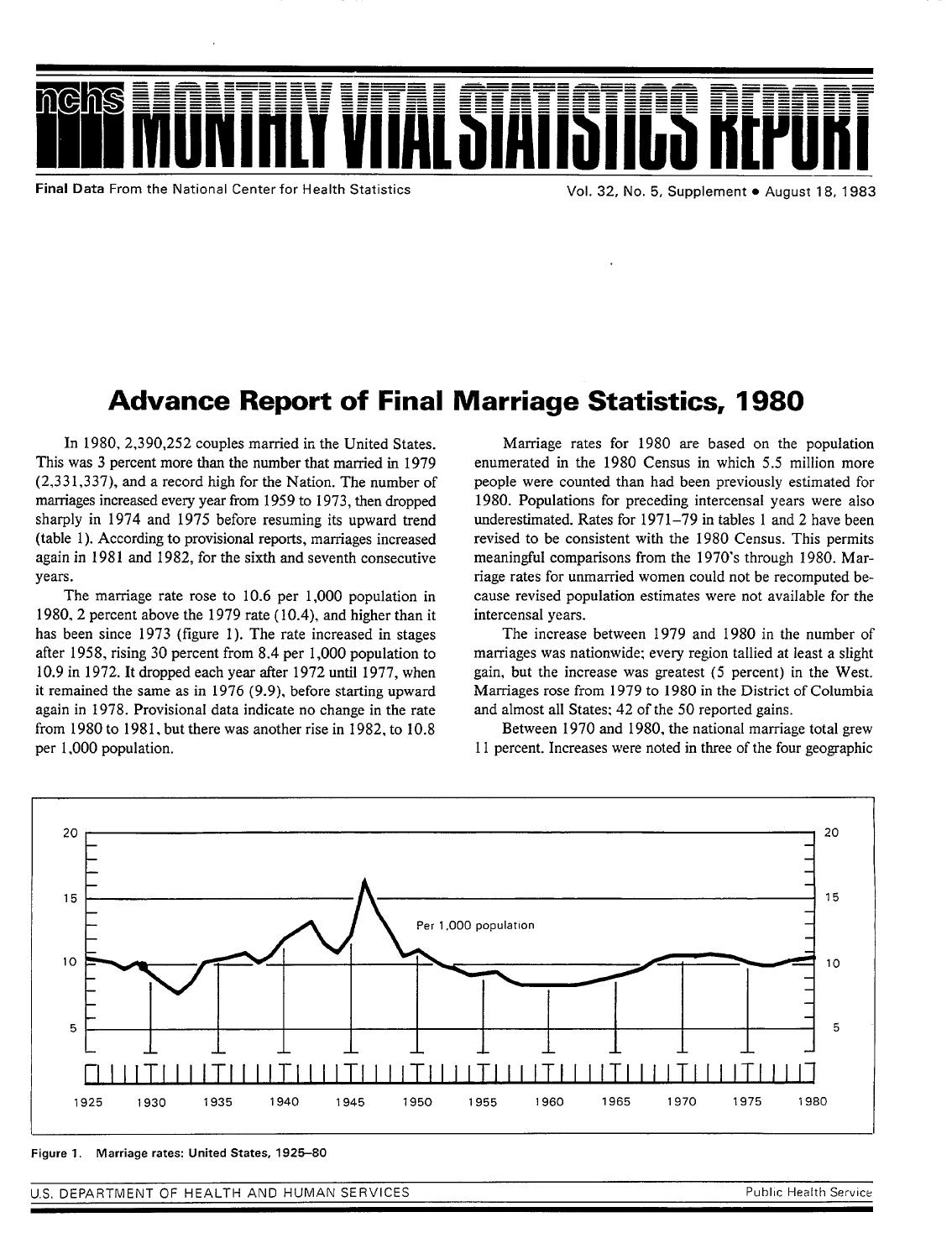# MONTHLY VITAL STATISTICS REPORT

**Final Data** From the National Center for Health Statistics

Vol. 32, No. 5, Supplement • August 18, 1983

## Advance Report of Final Marriage Statistics, 1980

In 1980, 2,390,252 couples married in the United States. This was 3 percent more than the number that married in 1979 (2,331,337), and a record high for the Nation. The number of marriages increased every year from 1959 to 1973, then dropped sharply in 1974 and 1975 before resuming its upward trend (table 1). According to provisional reports, marriages increased again in 1981 and 1982, for the sixth and seventh consecutive years.

The marriage rate rose to 10.6 per 1,000 population in 1980, 2 percent above the 1979 rate (10.4), and higher than it has been since 1973 (figure 1). The rate increased in stages after 1958, rising 30 percent from 8.4 per 1,000 population to 10.9 in 1972. It dropped each year after 1972 until 1977, when it remained the same as in 1976 (9.9), before starting upward again in 1978. Provisional data indicate no change in the rate from 1980 to 1981, but there was another rise in 1982, to 10.8 per 1,000 population.

Marriage rates for 1980 are based on the population enumerated in the 1980 Census in which 5.5 million more people were counted than had been previously estimated for 1980. Populations for preceding intercensal years were also underestimated. Rates for 1971–79 in tables 1 and 2 have been revised to be consistent with the 1980 Census. This permits meaningful comparisons from the 1970's through 1980. Marriage rates for unmarried women could not be recomputed because revised population estimates were not available for the intercensal years.

The increase between 1979 and 1980 in the number of marriages was nationwide; every region tallied at least a slight gain, but the increase was greatest (5 percent) in the West. Marriages rose from 1979 to 1980 in the District of Columbia and almost all States; 42 of the 50 reported gains.

Between 1970 and 1980, the national marriage total grew 11 percent. Increases were noted in three of the four geographic

Figure 1. Marriage rates: United States, 1925–80

U.S. DEPARTMENT OF HEALTH AND HUMAN SERVICES — Public Health Service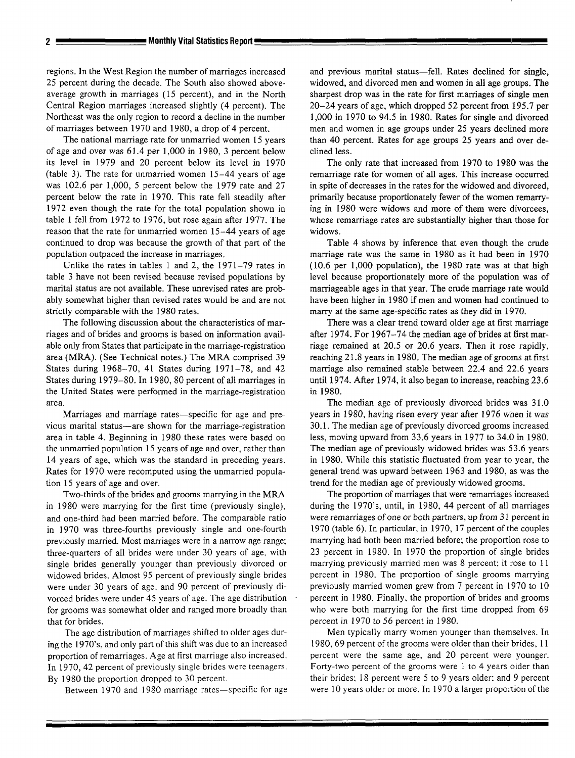regions. In the West Region the number of marriages increased 25 percent during the decade. The South also showed above-average growth in marriages (15 percent), and in the North Central Region marriages increased slightly (4 percent). The Northeast was the only region to record a decline in the number of marriages between 1970 and 1980, a drop of 4 percent.

The national marriage rate for unmarried women 15 years of age and over was 61.4 per 1,000 in 1980, 3 percent below its level in 1979 and 20 percent below its level in 1970 (table 3). The rate for unmarried women 15–44 years of age was 102.6 per 1,000, 5 percent below the 1979 rate and 27 percent below the rate in 1970. This rate fell steadily after 1972 even though the rate for the total population shown in table 1 fell from 1972 to 1976, but rose again after 1977. The reason that the rate for unmarried women 15–44 years of age continued to drop was because the growth of that part of the population outpaced the increase in marriages.

Unlike the rates in tables 1 and 2, the 1971–79 rates in table 3 have not been revised because revised populations by marital status are not available. These unrevised rates are probably somewhat higher than revised rates would be and are not strictly comparable with the 1980 rates.

The following discussion about the characteristics of marriages and of brides and grooms is based on information available only from States that participate in the marriage-registration area (MRA). (See Technical notes.) The MRA comprised 39 States during 1968–70, 41 States during 1971–78, and 42 States during 1979–80. In 1980, 80 percent of all marriages in the United States were performed in the marriage-registration area.

Marriages and marriage rates—specific for age and previous marital status—are shown for the marriage-registration area in table 4. Beginning in 1980 these rates were based on the unmarried population 15 years of age and over, rather than 14 years of age, which was the standard in preceding years. Rates for 1970 were recomputed using the unmarried population 15 years of age and over.

Two-thirds of the brides and grooms marrying in the MRA in 1980 were marrying for the first time (previously single), and one-third had been married before. The comparable ratio in 1970 was three-fourths previously single and one-fourth previously married. Most marriages were in a narrow age range; three-quarters of all brides were under 30 years of age, with single brides generally younger than previously divorced or widowed brides. Almost 95 percent of previously single brides were under 30 years of age, and 90 percent of previously divorced brides were under 45 years of age. The age distribution for grooms was somewhat older and ranged more broadly than that for brides.

The age distribution of marriages shifted to older ages during the 1970's, and only part of this shift was due to an increased proportion of remarriages. Age at first marriage also increased. In 1970, 42 percent of previously single brides were teenagers. By 1980 the proportion dropped to 30 percent.

Between 1970 and 1980 marriage rates—specific for age and previous marital status—fell. Rates declined for single, widowed, and divorced men and women in all age groups. The sharpest drop was in the rate for first marriages of single men 20–24 years of age, which dropped 52 percent from 195.7 per 1,000 in 1970 to 94.5 in 1980. Rates for single and divorced men and women in age groups under 25 years declined more than 40 percent. Rates for age groups 25 years and over declined less.

The only rate that increased from 1970 to 1980 was the remarriage rate for women of all ages. This increase occurred in spite of decreases in the rates for the widowed and divorced, primarily because proportionately fewer of the women remarrying in 1980 were widows and more of them were divorcees, whose remarriage rates are substantially higher than those for widows.

Table 4 shows by inference that even though the crude marriage rate was the same in 1980 as it had been in 1970 (10.6 per 1,000 population), the 1980 rate was at that high level because proportionately more of the population was of marriageable ages in that year. The crude marriage rate would have been higher in 1980 if men and women had continued to marry at the same age-specific rates as they did in 1970.

There was a clear trend toward older age at first marriage after 1974. For 1967–74 the median age of brides at first marriage remained at 20.5 or 20.6 years. Then it rose rapidly, reaching 21.8 years in 1980. The median age of grooms at first marriage also remained stable between 22.4 and 22.6 years until 1974. After 1974, it also began to increase, reaching 23.6 in 1980.

The median age of previously divorced brides was 31.0 years in 1980, having risen every year after 1976 when it was 30.1. The median age of previously divorced grooms increased less, moving upward from 33.6 years in 1977 to 34.0 in 1980. The median age of previously widowed brides was 53.6 years in 1980. While this statistic fluctuated from year to year, the general trend was upward between 1963 and 1980, as was the trend for the median age of previously widowed grooms.

The proportion of marriages that were remarriages increased during the 1970's, until, in 1980, 44 percent of all marriages were remarriages of one or both partners, up from 31 percent in 1970 (table 6). In particular, in 1970, 17 percent of the couples marrying had both been married before; the proportion rose to 23 percent in 1980. In 1970 the proportion of single brides marrying previously married men was 8 percent; it rose to 11 percent in 1980. The proportion of single grooms marrying previously married women grew from 7 percent in 1970 to 10 percent in 1980. Finally, the proportion of brides and grooms who were both marrying for the first time dropped from 69 percent in 1970 to 56 percent in 1980.

Men typically marry women younger than themselves. In 1980, 69 percent of the grooms were older than their brides, 11 percent were the same age, and 20 percent were younger. Forty-two percent of the grooms were 1 to 4 years older than their brides; 18 percent were 5 to 9 years older; and 9 percent were 10 years older or more. In 1970 a larger proportion of the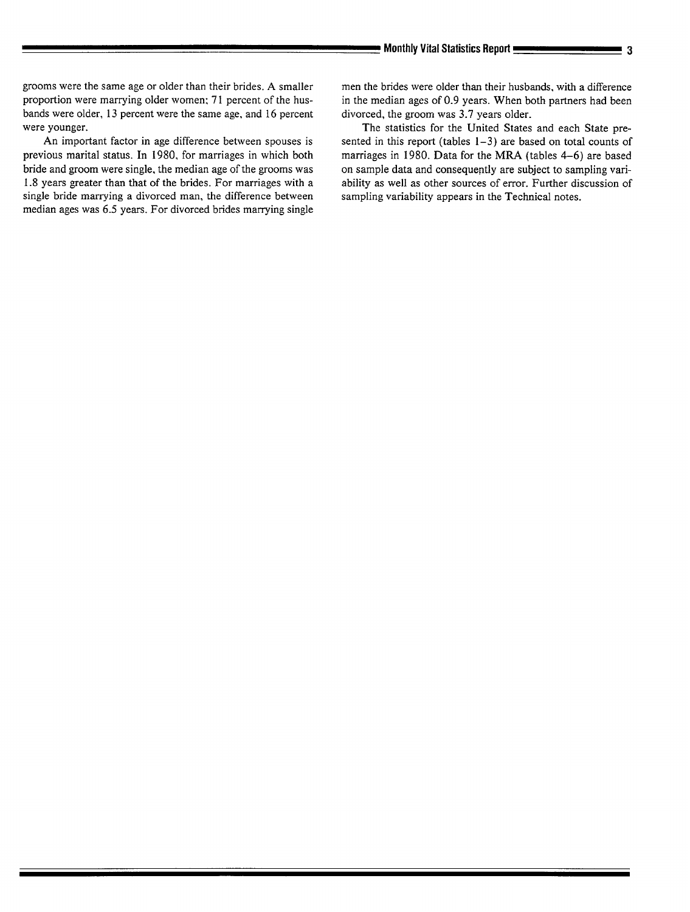grooms were the same age or older than their brides. A smaller proportion were marrying older women; 71 percent of the husbands were older, 13 percent were the same age, and 16 percent were younger.

An important factor in age difference between spouses is previous marital status. In 1980, for marriages in which both bride and groom were single, the median age of the grooms was 1.8 years greater than that of the brides. For marriages with a single bride marrying a divorced man, the difference between median ages was 6.5 years. For divorced brides marrying single men the brides were older than their husbands, with a difference in the median ages of 0.9 years. When both partners had been divorced, the groom was 3.7 years older.

The statistics for the United States and each State presented in this report (tables 1–3) are based on total counts of marriages in 1980. Data for the MRA (tables 4–6) are based on sample data and consequently are subject to sampling variability as well as other sources of error. Further discussion of sampling variability appears in the Technical notes.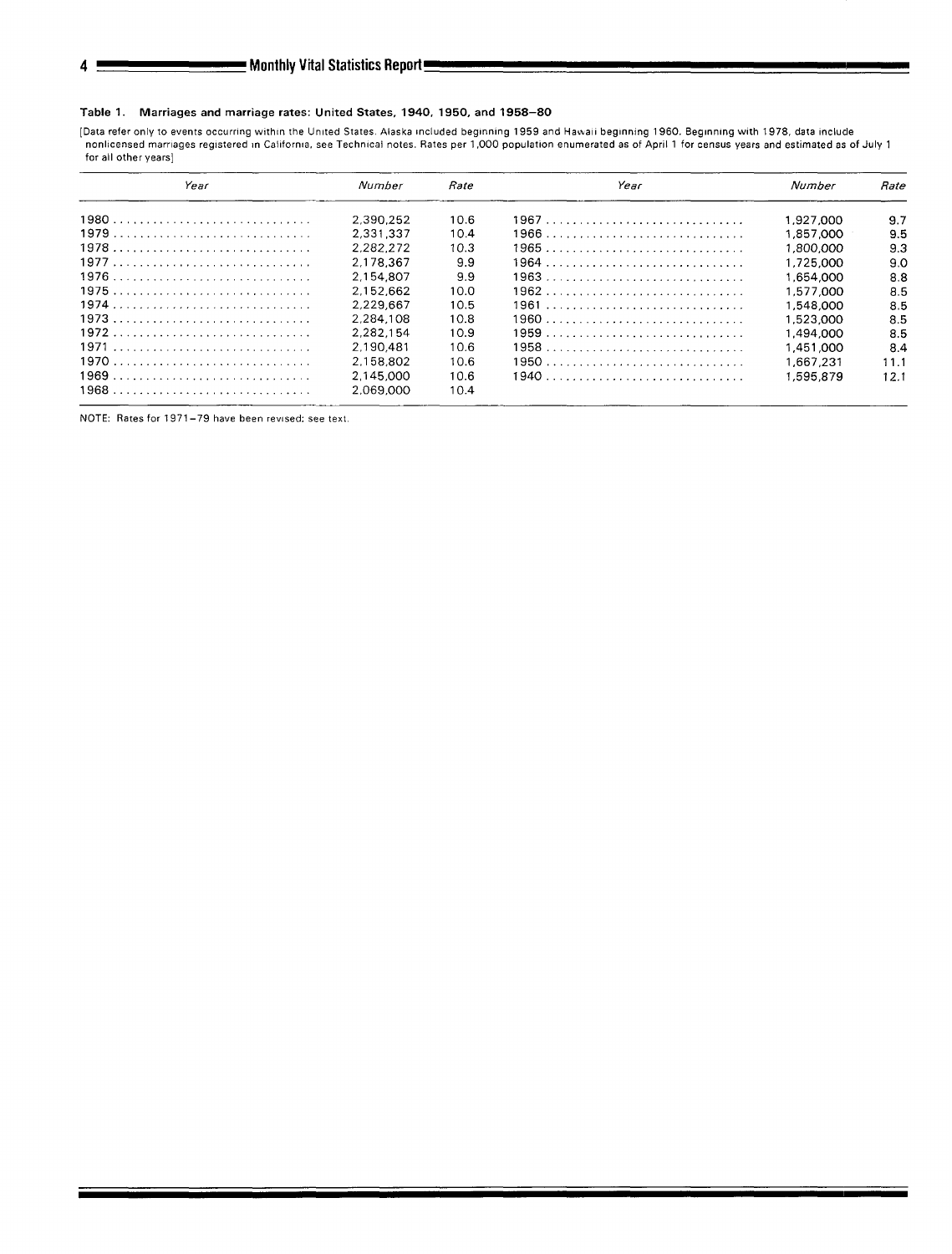**Table 1. Marriages and marriage rates: United States, 1940, 1950, and 1958–80**

[Data refer only to events occurring within the United States. Alaska included beginning 1959 and Hawaii beginning 1960. Beginning with 1978, data include nonlicensed marriages registered in California, see Technical notes. Rates per 1,000 population enumerated as of April 1 for census years and estimated as of July 1 for all other years]

| *Year* | *Number* | *Rate* | *Year* | *Number* | *Rate* |
|---|---|---|---|---|---|
| 1980 | 2,390,252 | 10.6 | 1967 | 1,927,000 | 9.7 |
| 1979 | 2,331,337 | 10.4 | 1966 | 1,857,000 | 9.5 |
| 1978 | 2,282,272 | 10.3 | 1965 | 1,800,000 | 9.3 |
| 1977 | 2,178,367 | 9.9 | 1964 | 1,725,000 | 9.0 |
| 1976 | 2,154,807 | 9.9 | 1963 | 1,654,000 | 8.8 |
| 1975 | 2,152,662 | 10.0 | 1962 | 1,577,000 | 8.5 |
| 1974 | 2,229,667 | 10.5 | 1961 | 1,548,000 | 8.5 |
| 1973 | 2,284,108 | 10.8 | 1960 | 1,523,000 | 8.5 |
| 1972 | 2,282,154 | 10.9 | 1959 | 1,494,000 | 8.5 |
| 1971 | 2,190,481 | 10.6 | 1958 | 1,451,000 | 8.4 |
| 1970 | 2,158,802 | 10.6 | 1950 | 1,667,231 | 11.1 |
| 1969 | 2,145,000 | 10.6 | 1940 | 1,595,879 | 12.1 |
| 1968 | 2,069,000 | 10.4 | | | |

NOTE: Rates for 1971–79 have been revised; see text.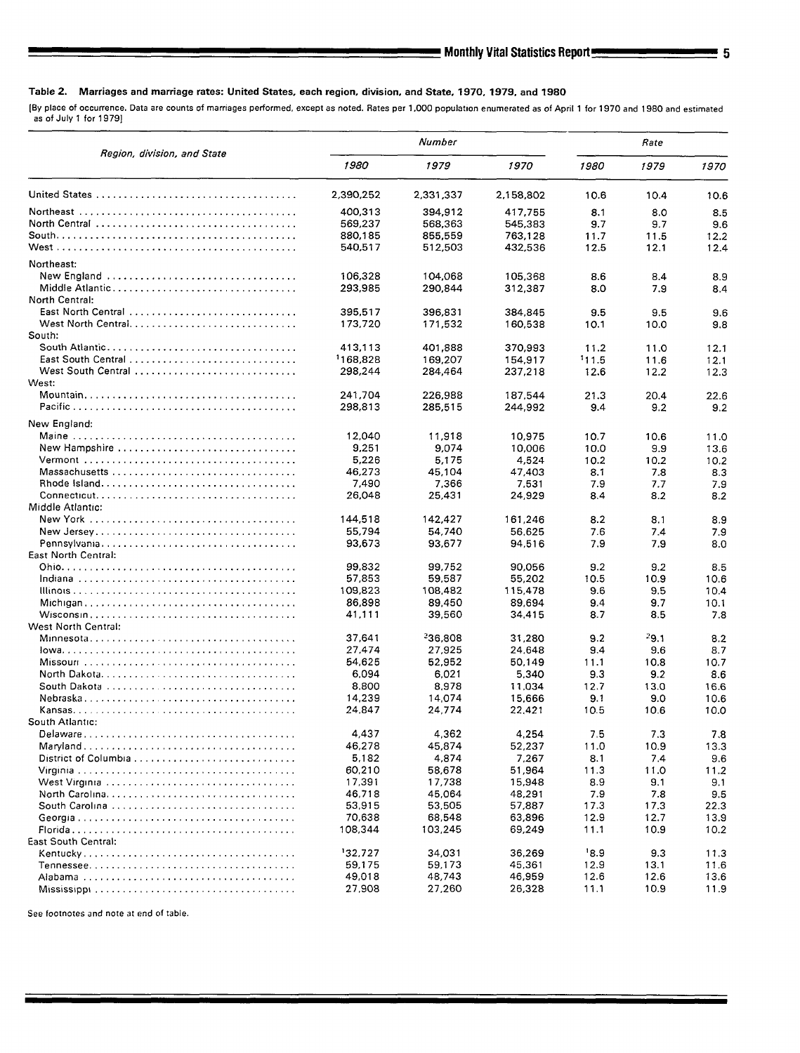**Table 2. Marriages and marriage rates: United States, each region, division, and State, 1970, 1979, and 1980**

[By place of occurrence. Data are counts of marriages performed, except as noted. Rates per 1,000 population enumerated as of April 1 for 1970 and 1980 and estimated as of July 1 for 1979]

| Region, division, and State | Number | | | Rate | | |
|---|---|---|---|---|---|---|
| | 1980 | 1979 | 1970 | 1980 | 1979 | 1970 |
| United States | 2,390,252 | 2,331,337 | 2,158,802 | 10.6 | 10.4 | 10.6 |
| Northeast | 400,313 | 394,912 | 417,755 | 8.1 | 8.0 | 8.5 |
| North Central | 569,237 | 568,363 | 545,383 | 9.7 | 9.7 | 9.6 |
| South | 880,185 | 855,559 | 763,128 | 11.7 | 11.5 | 12.2 |
| West | 540,517 | 512,503 | 432,536 | 12.5 | 12.1 | 12.4 |
| Northeast: | | | | | | |
| New England | 106,328 | 104,068 | 105,368 | 8.6 | 8.4 | 8.9 |
| Middle Atlantic | 293,985 | 290,844 | 312,387 | 8.0 | 7.9 | 8.4 |
| North Central: | | | | | | |
| East North Central | 395,517 | 396,831 | 384,845 | 9.5 | 9.5 | 9.6 |
| West North Central | 173,720 | 171,532 | 160,538 | 10.1 | 10.0 | 9.8 |
| South: | | | | | | |
| South Atlantic | 413,113 | 401,888 | 370,993 | 11.2 | 11.0 | 12.1 |
| East South Central | [1]168,828 | 169,207 | 154,917 | [1]11.5 | 11.6 | 12.1 |
| West South Central | 298,244 | 284,464 | 237,218 | 12.6 | 12.2 | 12.3 |
| West: | | | | | | |
| Mountain | 241,704 | 226,988 | 187,544 | 21.3 | 20.4 | 22.6 |
| Pacific | 298,813 | 285,515 | 244,992 | 9.4 | 9.2 | 9.2 |
| New England: | | | | | | |
| Maine | 12,040 | 11,918 | 10,975 | 10.7 | 10.6 | 11.0 |
| New Hampshire | 9,251 | 9,074 | 10,006 | 10.0 | 9.9 | 13.6 |
| Vermont | 5,226 | 5,175 | 4,524 | 10.2 | 10.2 | 10.2 |
| Massachusetts | 46,273 | 45,104 | 47,403 | 8.1 | 7.8 | 8.3 |
| Rhode Island | 7,490 | 7,366 | 7,531 | 7.9 | 7.7 | 7.9 |
| Connecticut | 26,048 | 25,431 | 24,929 | 8.4 | 8.2 | 8.2 |
| Middle Atlantic: | | | | | | |
| New York | 144,518 | 142,427 | 161,246 | 8.2 | 8.1 | 8.9 |
| New Jersey | 55,794 | 54,740 | 56,625 | 7.6 | 7.4 | 7.9 |
| Pennsylvania | 93,673 | 93,677 | 94,516 | 7.9 | 7.9 | 8.0 |
| East North Central: | | | | | | |
| Ohio | 99,832 | 99,752 | 90,056 | 9.2 | 9.2 | 8.5 |
| Indiana | 57,853 | 59,587 | 55,202 | 10.5 | 10.9 | 10.6 |
| Illinois | 109,823 | 108,482 | 115,478 | 9.6 | 9.5 | 10.4 |
| Michigan | 86,898 | 89,450 | 89,694 | 9.4 | 9.7 | 10.1 |
| Wisconsin | 41,111 | 39,560 | 34,415 | 8.7 | 8.5 | 7.8 |
| West North Central: | | | | | | |
| Minnesota | 37,641 | [2]36,808 | 31,280 | 9.2 | [2]9.1 | 8.2 |
| Iowa | 27,474 | 27,925 | 24,648 | 9.4 | 9.6 | 8.7 |
| Missouri | 54,625 | 52,952 | 50,149 | 11.1 | 10.8 | 10.7 |
| North Dakota | 6,094 | 6,021 | 5,340 | 9.3 | 9.2 | 8.6 |
| South Dakota | 8,800 | 8,978 | 11,034 | 12.7 | 13.0 | 16.6 |
| Nebraska | 14,239 | 14,074 | 15,666 | 9.1 | 9.0 | 10.6 |
| Kansas | 24,847 | 24,774 | 22,421 | 10.5 | 10.6 | 10.0 |
| South Atlantic: | | | | | | |
| Delaware | 4,437 | 4,362 | 4,254 | 7.5 | 7.3 | 7.8 |
| Maryland | 46,278 | 45,874 | 52,237 | 11.0 | 10.9 | 13.3 |
| District of Columbia | 5,182 | 4,874 | 7,267 | 8.1 | 7.4 | 9.6 |
| Virginia | 60,210 | 58,678 | 51,964 | 11.3 | 11.0 | 11.2 |
| West Virginia | 17,391 | 17,738 | 15,948 | 8.9 | 9.1 | 9.1 |
| North Carolina | 46,718 | 45,064 | 48,291 | 7.9 | 7.8 | 9.5 |
| South Carolina | 53,915 | 53,505 | 57,887 | 17.3 | 17.3 | 22.3 |
| Georgia | 70,638 | 68,548 | 63,896 | 12.9 | 12.7 | 13.9 |
| Florida | 108,344 | 103,245 | 69,249 | 11.1 | 10.9 | 10.2 |
| East South Central: | | | | | | |
| Kentucky | [1]32,727 | 34,031 | 36,269 | [1]8.9 | 9.3 | 11.3 |
| Tennessee | 59,175 | 59,173 | 45,361 | 12.9 | 13.1 | 11.6 |
| Alabama | 49,018 | 48,743 | 46,959 | 12.6 | 12.6 | 13.6 |
| Mississippi | 27,908 | 27,260 | 26,328 | 11.1 | 10.9 | 11.9 |

See footnotes and note at end of table.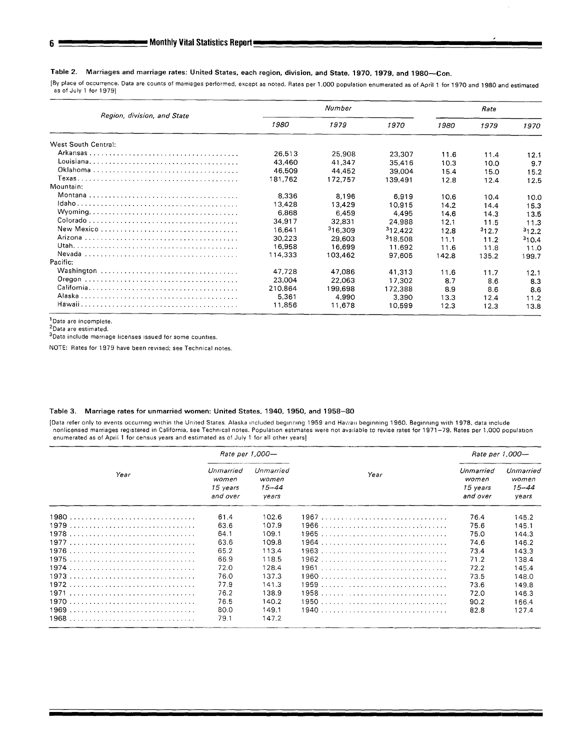**Table 2. Marriages and marriage rates: United States, each region, division, and State, 1970, 1979, and 1980—Con.**

[By place of occurrence. Data are counts of marriages performed, except as noted. Rates per 1,000 population enumerated as of April 1 for 1970 and 1980 and estimated as of July 1 for 1979]

| Region, division, and State | Number | | | Rate | | |
|---|---|---|---|---|---|---|
| | 1980 | 1979 | 1970 | 1980 | 1979 | 1970 |
| West South Central: | | | | | | |
| Arkansas | 26,513 | 25,908 | 23,307 | 11.6 | 11.4 | 12.1 |
| Louisiana | 43,460 | 41,347 | 35,416 | 10.3 | 10.0 | 9.7 |
| Oklahoma | 46,509 | 44,452 | 39,004 | 15.4 | 15.0 | 15.2 |
| Texas | 181,762 | 172,757 | 139,491 | 12.8 | 12.4 | 12.5 |
| Mountain: | | | | | | |
| Montana | 8,336 | 8,196 | 6,919 | 10.6 | 10.4 | 10.0 |
| Idaho | 13,428 | 13,429 | 10,915 | 14.2 | 14.4 | 15.3 |
| Wyoming | 6,868 | 6,459 | 4,495 | 14.6 | 14.3 | 13.5 |
| Colorado | 34,917 | 32,831 | 24,988 | 12.1 | 11.5 | 11.3 |
| New Mexico | 16,641 | [3]16,309 | [3]12,422 | 12.8 | [3]12.7 | [3]12.2 |
| Arizona | 30,223 | 29,603 | [3]18,508 | 11.1 | 11.2 | [3]10.4 |
| Utah | 16,958 | 16,699 | 11,692 | 11.6 | 11.8 | 11.0 |
| Nevada | 114,333 | 103,462 | 97,605 | 142.8 | 135.2 | 199.7 |
| Pacific: | | | | | | |
| Washington | 47,728 | 47,086 | 41,313 | 11.6 | 11.7 | 12.1 |
| Oregon | 23,004 | 22,063 | 17,302 | 8.7 | 8.6 | 8.3 |
| California | 210,864 | 199,698 | 172,388 | 8.9 | 8.6 | 8.6 |
| Alaska | 5,361 | 4,990 | 3,390 | 13.3 | 12.4 | 11.2 |
| Hawaii | 11,856 | 11,678 | 10,599 | 12.3 | 12.3 | 13.8 |

[1]Data are incomplete.
[2]Data are estimated.
[3]Data include marriage licenses issued for some counties.

NOTE: Rates for 1979 have been revised; see Technical notes.

**Table 3. Marriage rates for unmarried women: United States, 1940, 1950, and 1958–80**

[Data refer only to events occurring within the United States. Alaska included beginning 1959 and Hawaii beginning 1960. Beginning with 1978, data include nonlicensed marriages registered in California, see Technical notes. Population estimates were not available to revise rates for 1971–79. Rates per 1,000 population enumerated as of April 1 for census years and estimated as of July 1 for all other years]

| Year | Rate per 1,000— | | Year | Rate per 1,000— | |
|---|---|---|---|---|---|
| | Unmarried women 15 years and over | Unmarried women 15–44 years | | Unmarried women 15 years and over | Unmarried women 15–44 years |
| 1980 | 61.4 | 102.6 | 1967 | 76.4 | 145.2 |
| 1979 | 63.6 | 107.9 | 1966 | 75.6 | 145.1 |
| 1978 | 64.1 | 109.1 | 1965 | 75.0 | 144.3 |
| 1977 | 63.6 | 109.8 | 1964 | 74.6 | 146.2 |
| 1976 | 65.2 | 113.4 | 1963 | 73.4 | 143.3 |
| 1975 | 66.9 | 118.5 | 1962 | 71.2 | 138.4 |
| 1974 | 72.0 | 128.4 | 1961 | 72.2 | 145.4 |
| 1973 | 76.0 | 137.3 | 1960 | 73.5 | 148.0 |
| 1972 | 77.9 | 141.3 | 1959 | 73.6 | 149.8 |
| 1971 | 76.2 | 138.9 | 1958 | 72.0 | 146.3 |
| 1970 | 76.5 | 140.2 | 1950 | 90.2 | 166.4 |
| 1969 | 80.0 | 149.1 | 1940 | 82.8 | 127.4 |
| 1968 | 79.1 | 147.2 | | | |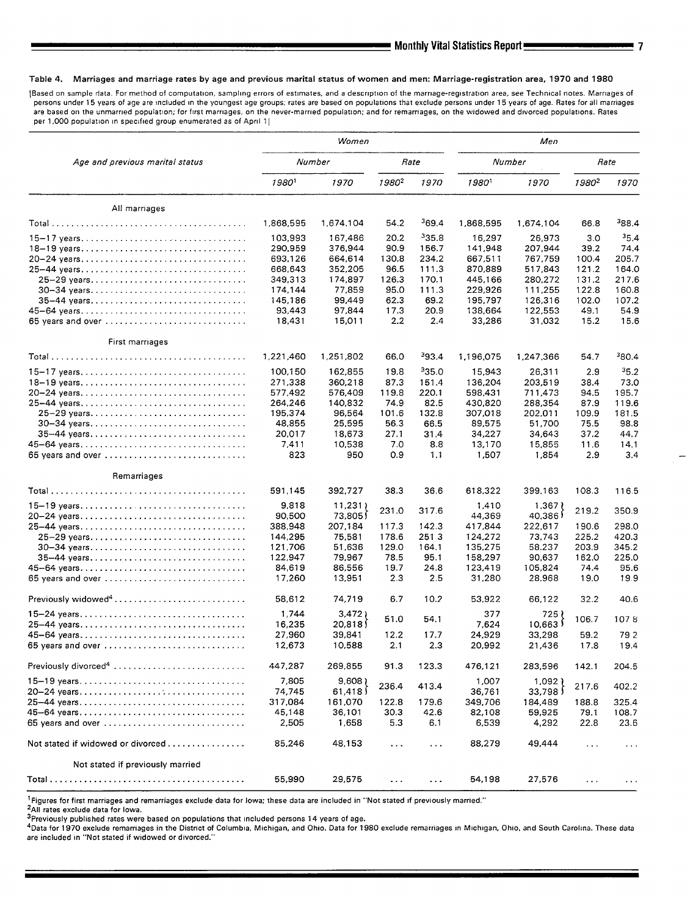**Table 4. Marriages and marriage rates by age and previous marital status of women and men: Marriage-registration area, 1970 and 1980**

[Based on sample data. For method of computation, sampling errors of estimates, and a description of the marriage-registration area, see Technical notes. Marriages of persons under 15 years of age are included in the youngest age groups; rates are based on populations that exclude persons under 15 years of age. Rates for all marriages are based on the unmarried population; for first marriages, on the never-married population; and for remarriages, on the widowed and divorced populations. Rates per 1,000 population in specified group enumerated as of April 1]

| Age and previous marital status | Women | | | | Men | | | |
|---|---|---|---|---|---|---|---|---|
| | Number | | Rate | | Number | | Rate | |
| | 1980[1] | 1970 | 1980[2] | 1970 | 1980[1] | 1970 | 1980[2] | 1970 |
| **All marriages** | | | | | | | | |
| Total | 1,868,595 | 1,674,104 | 54.2 | [3]69.4 | 1,868,595 | 1,674,104 | 66.8 | [3]88.4 |
| 15–17 years | 103,993 | 167,486 | 20.2 | [3]35.8 | 16,297 | 26,973 | 3.0 | [3]5.4 |
| 18–19 years | 290,959 | 376,944 | 90.9 | 156.7 | 141,948 | 207,944 | 39.2 | 74.4 |
| 20–24 years | 693,126 | 664,614 | 130.8 | 234.2 | 667,511 | 767,759 | 100.4 | 205.7 |
| 25–44 years | 668,643 | 352,205 | 96.5 | 111.3 | 870,889 | 517,843 | 121.2 | 164.0 |
| 25–29 years | 349,313 | 174,897 | 126.3 | 170.1 | 445,166 | 280,272 | 131.2 | 217.6 |
| 30–34 years | 174,144 | 77,859 | 95.0 | 111.3 | 229,926 | 111,255 | 122.8 | 160.8 |
| 35–44 years | 145,186 | 99,449 | 62.3 | 69.2 | 195,797 | 126,316 | 102.0 | 107.2 |
| 45–64 years | 93,443 | 97,844 | 17.3 | 20.9 | 138,664 | 122,553 | 49.1 | 54.9 |
| 65 years and over | 18,431 | 15,011 | 2.2 | 2.4 | 33,286 | 31,032 | 15.2 | 15.6 |
| **First marriages** | | | | | | | | |
| Total | 1,221,460 | 1,251,802 | 66.0 | [3]93.4 | 1,196,075 | 1,247,366 | 54.7 | [3]80.4 |
| 15–17 years | 100,150 | 162,855 | 19.8 | [3]35.0 | 15,943 | 26,311 | 2.9 | [3]5.2 |
| 18–19 years | 271,338 | 360,218 | 87.3 | 151.4 | 136,204 | 203,519 | 38.4 | 73.0 |
| 20–24 years | 577,492 | 576,409 | 119.8 | 220.1 | 598,431 | 711,473 | 94.5 | 195.7 |
| 25–44 years | 264,246 | 140,832 | 74.9 | 82.5 | 430,820 | 288,354 | 87.9 | 119.6 |
| 25–29 years | 195,374 | 96,564 | 101.6 | 132.8 | 307,018 | 202,011 | 109.9 | 181.5 |
| 30–34 years | 48,855 | 25,595 | 56.3 | 66.5 | 89,575 | 51,700 | 75.5 | 98.8 |
| 35–44 years | 20,017 | 18,673 | 27.1 | 31.4 | 34,227 | 34,643 | 37.2 | 44.7 |
| 45–64 years | 7,411 | 10,538 | 7.0 | 8.8 | 13,170 | 15,855 | 11.6 | 14.1 |
| 65 years and over | 823 | 950 | 0.9 | 1.1 | 1,507 | 1,854 | 2.9 | 3.4 |
| **Remarriages** | | | | | | | | |
| Total | 591,145 | 392,727 | 38.3 | 36.6 | 618,322 | 399,163 | 108.3 | 116.5 |
| 15–19 years | 9,818 | 11,231 | 231.0 | 317.6 | 1,410 | 1,367 | 219.2 | 350.9 |
| 20–24 years | 90,500 | 73,805 | | | 44,369 | 40,386 | | |
| 25–44 years | 388,948 | 207,184 | 117.3 | 142.3 | 417,844 | 222,617 | 190.6 | 298.0 |
| 25–29 years | 144,295 | 75,581 | 178.6 | 251.3 | 124,272 | 73,743 | 225.2 | 420.3 |
| 30–34 years | 121,706 | 51,636 | 129.0 | 164.1 | 135,275 | 58,237 | 203.9 | 345.2 |
| 35–44 years | 122,947 | 79,967 | 78.5 | 95.1 | 158,297 | 90,637 | 162.0 | 225.0 |
| 45–64 years | 84,619 | 86,556 | 19.7 | 24.8 | 123,419 | 105,824 | 74.4 | 95.6 |
| 65 years and over | 17,260 | 13,951 | 2.3 | 2.5 | 31,280 | 28,968 | 19.0 | 19.9 |
| Previously widowed[4] | 58,612 | 74,719 | 6.7 | 10.2 | 53,922 | 66,122 | 32.2 | 40.6 |
| 15–24 years | 1,744 | 3,472 | 51.0 | 54.1 | 377 | 725 | 106.7 | 107.8 |
| 25–44 years | 16,235 | 20,818 | | | 7,624 | 10,663 | | |
| 45–64 years | 27,960 | 39,841 | 12.2 | 17.7 | 24,929 | 33,298 | 59.2 | 79.2 |
| 65 years and over | 12,673 | 10,588 | 2.1 | 2.3 | 20,992 | 21,436 | 17.8 | 19.4 |
| Previously divorced[4] | 447,287 | 269,855 | 91.3 | 123.3 | 476,121 | 283,596 | 142.1 | 204.5 |
| 15–19 years | 7,805 | 9,608 | 236.4 | 413.4 | 1,007 | 1,092 | 217.6 | 402.2 |
| 20–24 years | 74,745 | 61,418 | | | 36,761 | 33,798 | | |
| 25–44 years | 317,084 | 161,070 | 122.8 | 179.6 | 349,706 | 184,489 | 188.8 | 325.4 |
| 45–64 years | 45,148 | 36,101 | 30.3 | 42.6 | 82,108 | 59,925 | 79.1 | 108.7 |
| 65 years and over | 2,505 | 1,658 | 5.3 | 6.1 | 6,539 | 4,292 | 22.8 | 23.6 |
| Not stated if widowed or divorced | 85,246 | 48,153 | ... | ... | 88,279 | 49,444 | ... | ... |
| **Not stated if previously married** | | | | | | | | |
| Total | 55,990 | 29,575 | ... | ... | 54,198 | 27,576 | ... | ... |

[1]Figures for first marriages and remarriages exclude data for Iowa; these data are included in "Not stated if previously married."
[2]All rates exclude data for Iowa.
[3]Previously published rates were based on populations that included persons 14 years of age.
[4]Data for 1970 exclude remarriages in the District of Columbia, Michigan, and Ohio. Data for 1980 exclude remarriages in Michigan, Ohio, and South Carolina. These data are included in "Not stated if widowed or divorced."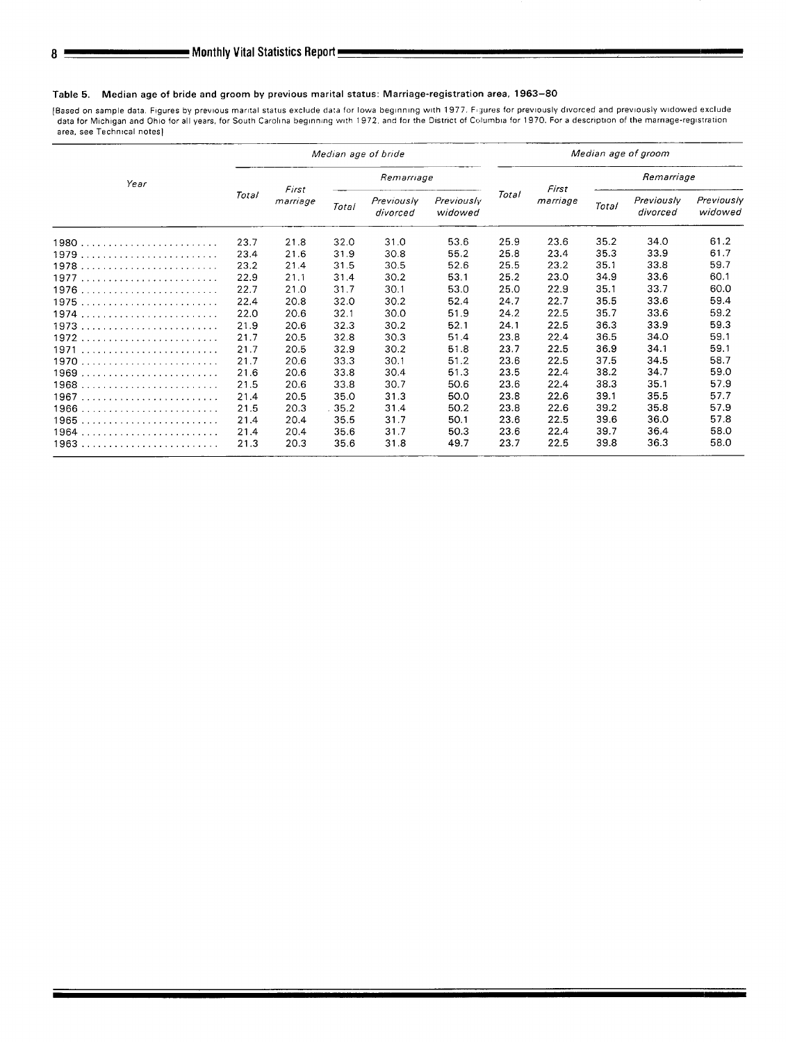**Table 5. Median age of bride and groom by previous marital status: Marriage-registration area, 1963–80**

[Based on sample data. Figures by previous marital status exclude data for Iowa beginning with 1977. Figures for previously divorced and previously widowed exclude data for Michigan and Ohio for all years, for South Carolina beginning with 1972, and for the District of Columbia for 1970. For a description of the marriage-registration area, see Technical notes]

| Year | Median age of bride | | | | | Median age of groom | | | | |
|---|---|---|---|---|---|---|---|---|---|---|
| | Total | First marriage | Remarriage | | | Total | First marriage | Remarriage | | |
| | | | Total | Previously divorced | Previously widowed | | | Total | Previously divorced | Previously widowed |
| 1980 | 23.7 | 21.8 | 32.0 | 31.0 | 53.6 | 25.9 | 23.6 | 35.2 | 34.0 | 61.2 |
| 1979 | 23.4 | 21.6 | 31.9 | 30.8 | 55.2 | 25.8 | 23.4 | 35.3 | 33.9 | 61.7 |
| 1978 | 23.2 | 21.4 | 31.5 | 30.5 | 52.6 | 25.5 | 23.2 | 35.1 | 33.8 | 59.7 |
| 1977 | 22.9 | 21.1 | 31.4 | 30.2 | 53.1 | 25.2 | 23.0 | 34.9 | 33.6 | 60.1 |
| 1976 | 22.7 | 21.0 | 31.7 | 30.1 | 53.0 | 25.0 | 22.9 | 35.1 | 33.7 | 60.0 |
| 1975 | 22.4 | 20.8 | 32.0 | 30.2 | 52.4 | 24.7 | 22.7 | 35.5 | 33.6 | 59.4 |
| 1974 | 22.0 | 20.6 | 32.1 | 30.0 | 51.9 | 24.2 | 22.5 | 35.7 | 33.6 | 59.2 |
| 1973 | 21.9 | 20.6 | 32.3 | 30.2 | 52.1 | 24.1 | 22.5 | 36.3 | 33.9 | 59.3 |
| 1972 | 21.7 | 20.5 | 32.8 | 30.3 | 51.4 | 23.8 | 22.4 | 36.5 | 34.0 | 59.1 |
| 1971 | 21.7 | 20.5 | 32.9 | 30.2 | 51.8 | 23.7 | 22.5 | 36.9 | 34.1 | 59.1 |
| 1970 | 21.7 | 20.6 | 33.3 | 30.1 | 51.2 | 23.6 | 22.5 | 37.5 | 34.5 | 58.7 |
| 1969 | 21.6 | 20.6 | 33.8 | 30.4 | 51.3 | 23.5 | 22.4 | 38.2 | 34.7 | 59.0 |
| 1968 | 21.5 | 20.6 | 33.8 | 30.7 | 50.6 | 23.6 | 22.4 | 38.3 | 35.1 | 57.9 |
| 1967 | 21.4 | 20.5 | 35.0 | 31.3 | 50.0 | 23.8 | 22.6 | 39.1 | 35.5 | 57.7 |
| 1966 | 21.5 | 20.3 | 35.2 | 31.4 | 50.2 | 23.8 | 22.6 | 39.2 | 35.8 | 57.9 |
| 1965 | 21.4 | 20.4 | 35.5 | 31.7 | 50.1 | 23.6 | 22.5 | 39.6 | 36.0 | 57.8 |
| 1964 | 21.4 | 20.4 | 35.6 | 31.7 | 50.3 | 23.6 | 22.4 | 39.7 | 36.4 | 58.0 |
| 1963 | 21.3 | 20.3 | 35.6 | 31.8 | 49.7 | 23.7 | 22.5 | 39.8 | 36.3 | 58.0 |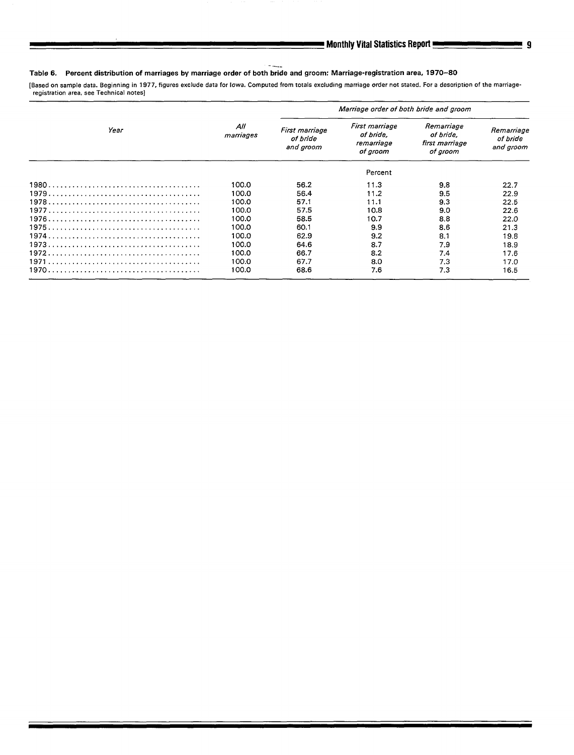**Table 6. Percent distribution of marriages by marriage order of both bride and groom: Marriage-registration area, 1970–80**

[Based on sample data. Beginning in 1977, figures exclude data for Iowa. Computed from totals excluding marriage order not stated. For a description of the marriage-registration area, see Technical notes]

| Year | All marriages | Marriage order of both bride and groom | | | |
|---|---|---|---|---|---|
| | | First marriage of bride and groom | First marriage of bride, remarriage of groom | Remarriage of bride, first marriage of groom | Remarriage of bride and groom |
| | Percent | | | | |
| 1980 | 100.0 | 56.2 | 11.3 | 9.8 | 22.7 |
| 1979 | 100.0 | 56.4 | 11.2 | 9.5 | 22.9 |
| 1978 | 100.0 | 57.1 | 11.1 | 9.3 | 22.5 |
| 1977 | 100.0 | 57.5 | 10.8 | 9.0 | 22.6 |
| 1976 | 100.0 | 58.5 | 10.7 | 8.8 | 22.0 |
| 1975 | 100.0 | 60.1 | 9.9 | 8.6 | 21.3 |
| 1974 | 100.0 | 62.9 | 9.2 | 8.1 | 19.8 |
| 1973 | 100.0 | 64.6 | 8.7 | 7.9 | 18.9 |
| 1972 | 100.0 | 66.7 | 8.2 | 7.4 | 17.6 |
| 1971 | 100.0 | 67.7 | 8.0 | 7.3 | 17.0 |
| 1970 | 100.0 | 68.6 | 7.6 | 7.3 | 16.5 |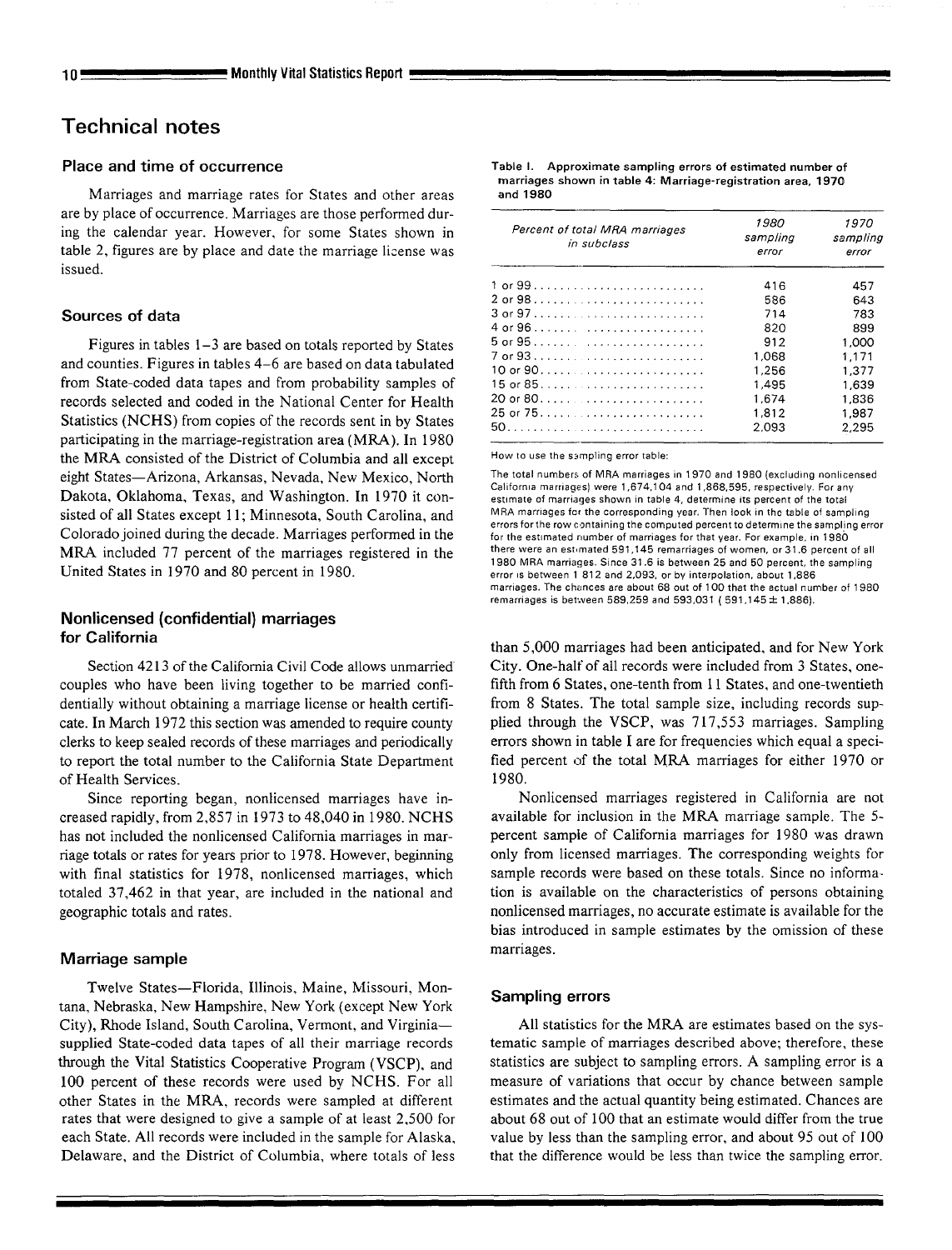## Technical notes

### Place and time of occurrence

Marriages and marriage rates for States and other areas are by place of occurrence. Marriages are those performed during the calendar year. However, for some States shown in table 2, figures are by place and date the marriage license was issued.

### Sources of data

Figures in tables 1–3 are based on totals reported by States and counties. Figures in tables 4–6 are based on data tabulated from State-coded data tapes and from probability samples of records selected and coded in the National Center for Health Statistics (NCHS) from copies of the records sent in by States participating in the marriage-registration area (MRA). In 1980 the MRA consisted of the District of Columbia and all except eight States—Arizona, Arkansas, Nevada, New Mexico, North Dakota, Oklahoma, Texas, and Washington. In 1970 it consisted of all States except 11; Minnesota, South Carolina, and Colorado joined during the decade. Marriages performed in the MRA included 77 percent of the marriages registered in the United States in 1970 and 80 percent in 1980.

### Nonlicensed (confidential) marriages for California

Section 4213 of the California Civil Code allows unmarried couples who have been living together to be married confidentially without obtaining a marriage license or health certificate. In March 1972 this section was amended to require county clerks to keep sealed records of these marriages and periodically to report the total number to the California State Department of Health Services.

Since reporting began, nonlicensed marriages have increased rapidly, from 2,857 in 1973 to 48,040 in 1980. NCHS has not included the nonlicensed California marriages in marriage totals or rates for years prior to 1978. However, beginning with final statistics for 1978, nonlicensed marriages, which totaled 37,462 in that year, are included in the national and geographic totals and rates.

### Marriage sample

Twelve States—Florida, Illinois, Maine, Missouri, Montana, Nebraska, New Hampshire, New York (except New York City), Rhode Island, South Carolina, Vermont, and Virginia—supplied State-coded data tapes of all their marriage records through the Vital Statistics Cooperative Program (VSCP), and 100 percent of these records were used by NCHS. For all other States in the MRA, records were sampled at different rates that were designed to give a sample of at least 2,500 for each State. All records were included in the sample for Alaska, Delaware, and the District of Columbia, where totals of less than 5,000 marriages had been anticipated, and for New York City. One-half of all records were included from 3 States, one-fifth from 6 States, one-tenth from 11 States, and one-twentieth from 8 States. The total sample size, including records supplied through the VSCP, was 717,553 marriages. Sampling errors shown in table I are for frequencies which equal a specified percent of the total MRA marriages for either 1970 or 1980.

Nonlicensed marriages registered in California are not available for inclusion in the MRA marriage sample. The 5-percent sample of California marriages for 1980 was drawn only from licensed marriages. The corresponding weights for sample records were based on these totals. Since no information is available on the characteristics of persons obtaining nonlicensed marriages, no accurate estimate is available for the bias introduced in sample estimates by the omission of these marriages.

**Table I. Approximate sampling errors of estimated number of marriages shown in table 4: Marriage-registration area, 1970 and 1980**

| *Percent of total MRA marriages in subclass* | *1980 sampling error* | *1970 sampling error* |
|---|---|---|
| 1 or 99 | 416 | 457 |
| 2 or 98 | 586 | 643 |
| 3 or 97 | 714 | 783 |
| 4 or 96 | 820 | 899 |
| 5 or 95 | 912 | 1,000 |
| 7 or 93 | 1,068 | 1,171 |
| 10 or 90 | 1,256 | 1,377 |
| 15 or 85 | 1,495 | 1,639 |
| 20 or 80 | 1,674 | 1,836 |
| 25 or 75 | 1,812 | 1,987 |
| 50 | 2,093 | 2,295 |

How to use the sampling error table:

The total numbers of MRA marriages in 1970 and 1980 (excluding nonlicensed California marriages) were 1,674,104 and 1,868,595, respectively. For any estimate of marriages shown in table 4, determine its percent of the total MRA marriages for the corresponding year. Then look in the table of sampling errors for the row containing the computed percent to determine the sampling error for the estimated number of marriages for that year. For example, in 1980 there were an estimated 591,145 remarriages of women, or 31.6 percent of all 1980 MRA marriages. Since 31.6 is between 25 and 50 percent, the sampling error is between 1 812 and 2,093, or by interpolation, about 1,886 marriages. The chances are about 68 out of 100 that the actual number of 1980 remarriages is between 589,259 and 593,031 ( 591,145 ± 1,886).

### Sampling errors

All statistics for the MRA are estimates based on the systematic sample of marriages described above; therefore, these statistics are subject to sampling errors. A sampling error is a measure of variations that occur by chance between sample estimates and the actual quantity being estimated. Chances are about 68 out of 100 that an estimate would differ from the true value by less than the sampling error, and about 95 out of 100 that the difference would be less than twice the sampling error.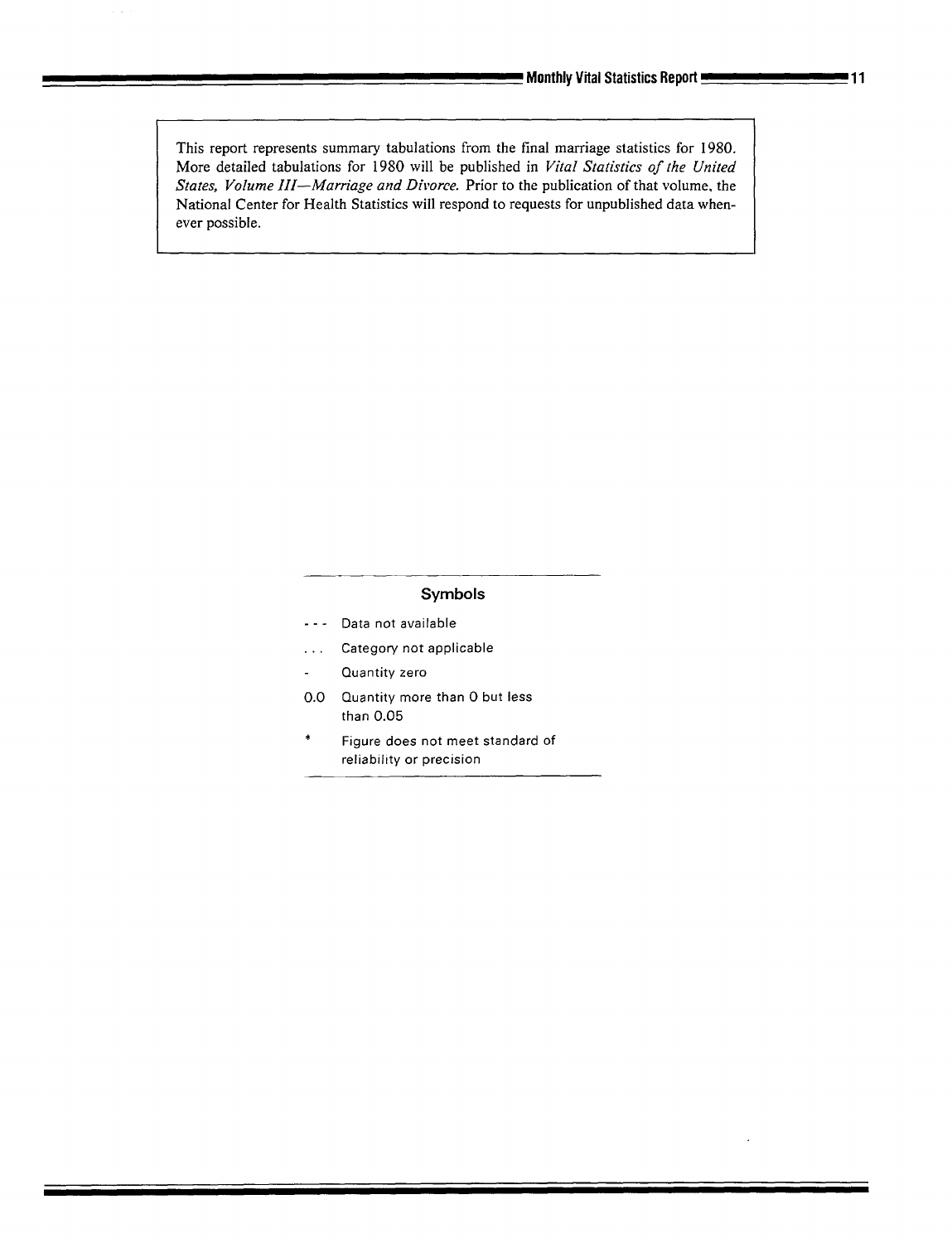This report represents summary tabulations from the final marriage statistics for 1980. More detailed tabulations for 1980 will be published in *Vital Statistics of the United States, Volume III—Marriage and Divorce.* Prior to the publication of that volume, the National Center for Health Statistics will respond to requests for unpublished data whenever possible.

### Symbols

| Symbol | Meaning |
|---|---|
| --- | Data not available |
| ... | Category not applicable |
| - | Quantity zero |
| 0.0 | Quantity more than 0 but less than 0.05 |
| * | Figure does not meet standard of reliability or precision |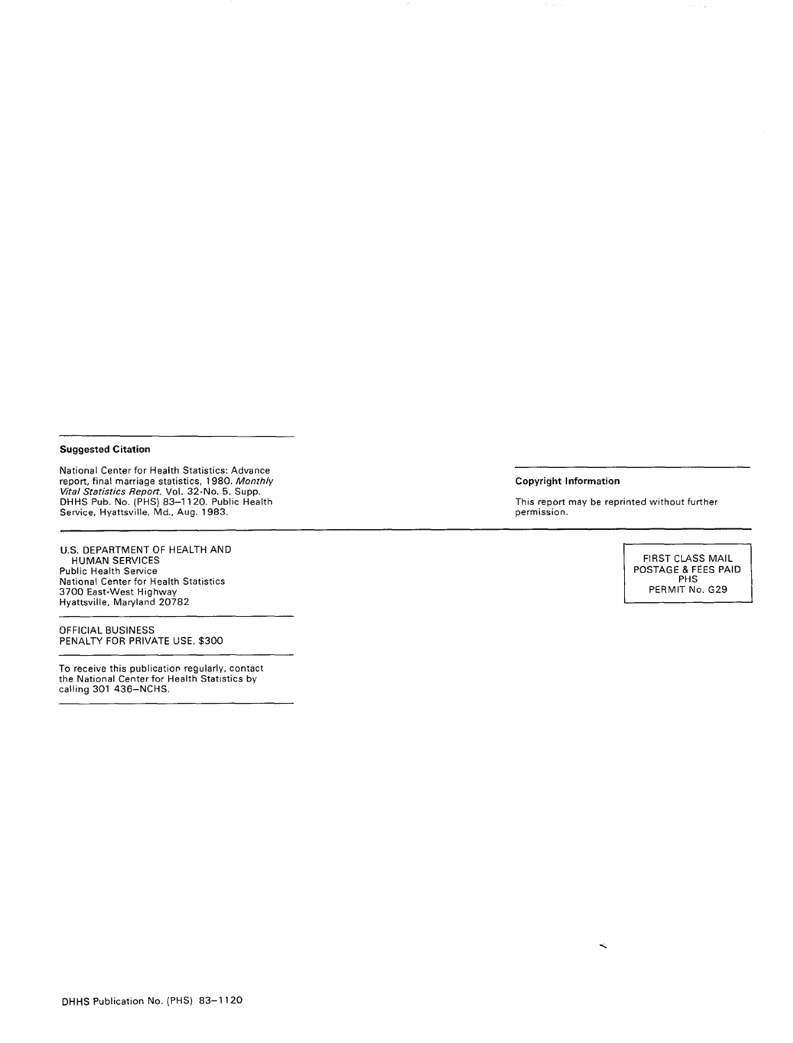**Suggested Citation**

National Center for Health Statistics: Advance report, final marriage statistics, 1980. *Monthly Vital Statistics Report*. Vol. 32-No. 5, Supp. DHHS Pub. No. (PHS) 83–1120. Public Health Service, Hyattsville, Md., Aug. 1983.

**Copyright Information**

This report may be reprinted without further permission.

U.S. DEPARTMENT OF HEALTH AND HUMAN SERVICES
Public Health Service
National Center for Health Statistics
3700 East-West Highway
Hyattsville, Maryland 20782

OFFICIAL BUSINESS
PENALTY FOR PRIVATE USE, $300

To receive this publication regularly, contact the National Center for Health Statistics by calling 301 436–NCHS.

FIRST CLASS MAIL
POSTAGE & FEES PAID
PHS
PERMIT No. G29

DHHS Publication No. (PHS) 83–1120